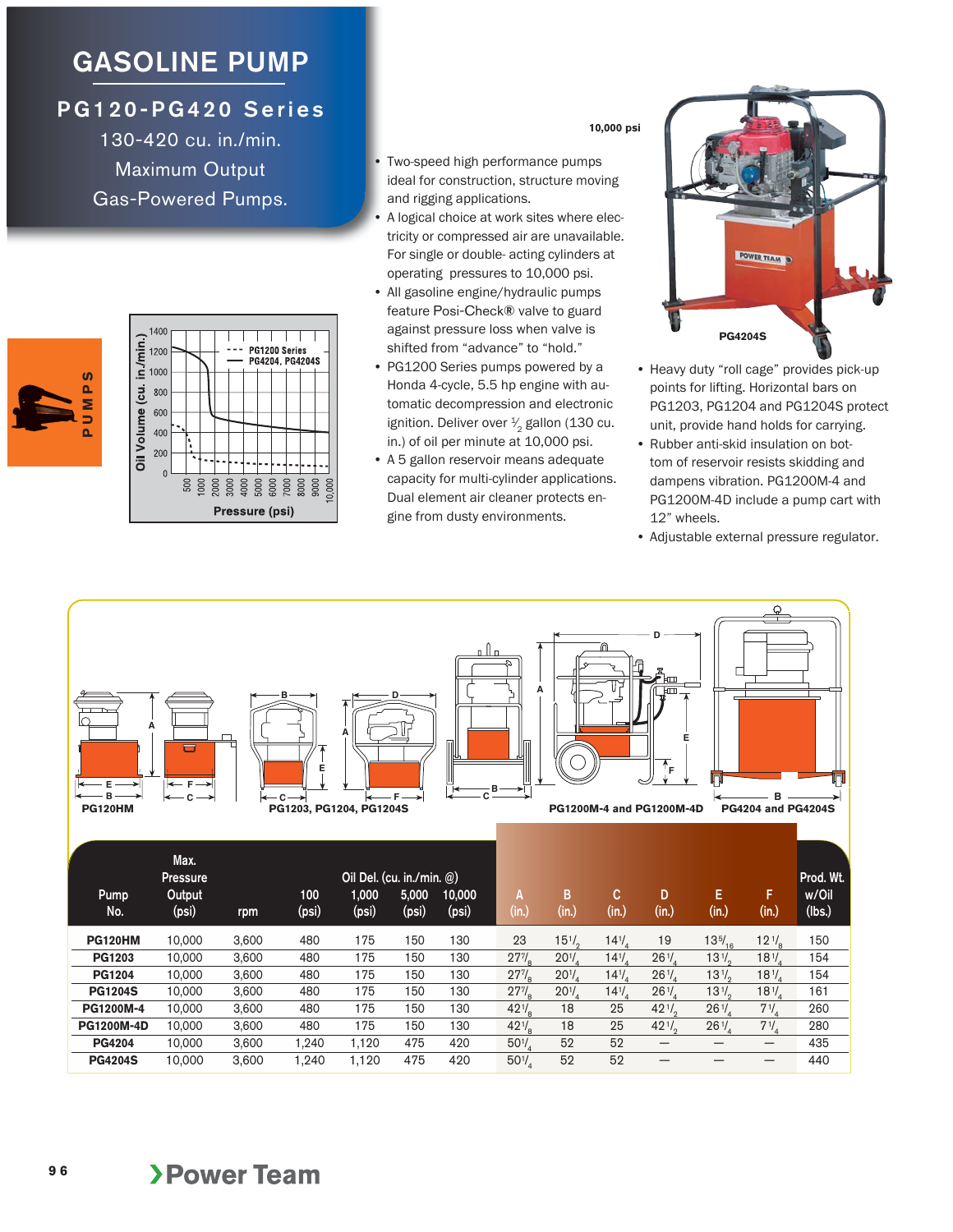# GASOLINE PUMP

## PG120-PG420 Series

130-420 cu. in./min. Maximum Output Gas-Powered Pumps.

PUMPS

1400
1200
1000
800
600
400
200
0
Oil Volume (cu. in./min.)
500
1000
2000
3000
4000
5000
6000
7000
8000
9000
10,000
Pressure (psi)
PG1200 Series
PG4204, PG4204S

10,000 psi

- Two-speed high performance pumps ideal for construction, structure moving and rigging applications.
- A logical choice at work sites where electricity or compressed air are unavailable. For single or double- acting cylinders at operating pressures to 10,000 psi.
- All gasoline engine/hydraulic pumps feature Posi-Check® valve to guard against pressure loss when valve is shifted from "advance" to "hold."
- PG1200 Series pumps powered by a Honda 4-cycle, 5.5 hp engine with automatic decompression and electronic ignition. Deliver over $\frac{1}{2}$ gallon (130 cu. in.) of oil per minute at 10,000 psi.
- A 5 gallon reservoir means adequate capacity for multi-cylinder applications. Dual element air cleaner protects engine from dusty environments.

PG4204S

- Heavy duty "roll cage" provides pick-up points for lifting. Horizontal bars on PG1203, PG1204 and PG1204S protect unit, provide hand holds for carrying.
- Rubber anti-skid insulation on bottom of reservoir resists skidding and dampens vibration. PG1200M-4 and PG1200M-4D include a pump cart with 12" wheels.
- Adjustable external pressure regulator.

PG120HM

PG1203, PG1204, PG1204S

PG1200M-4 and PG1200M-4D

PG4204 and PG4204S

| Pump No. | Max. Pressure Output (psi) | rpm | Oil Del. (cu. in./min. @) 100 (psi) | 1,000 (psi) | 5,000 (psi) | 10,000 (psi) | A (in.) | B (in.) | C (in.) | D (in.) | E (in.) | F (in.) | Prod. Wt. w/Oil (lbs.) |
|---|---|---|---|---|---|---|---|---|---|---|---|---|---|
| PG120HM | 10,000 | 3,600 | 480 | 175 | 150 | 130 | 23 | 15 1/2 | 14 1/4 | 19 | 13 5/16 | 12 1/8 | 150 |
| PG1203 | 10,000 | 3,600 | 480 | 175 | 150 | 130 | 27 7/8 | 20 1/4 | 14 1/4 | 26 1/4 | 13 1/2 | 18 1/4 | 154 |
| PG1204 | 10,000 | 3,600 | 480 | 175 | 150 | 130 | 27 7/8 | 20 1/4 | 14 1/4 | 26 1/4 | 13 1/2 | 18 1/4 | 154 |
| PG1204S | 10,000 | 3,600 | 480 | 175 | 150 | 130 | 27 7/8 | 20 1/4 | 14 1/4 | 26 1/4 | 13 1/2 | 18 1/4 | 161 |
| PG1200M-4 | 10,000 | 3,600 | 480 | 175 | 150 | 130 | 42 1/8 | 18 | 25 | 42 1/2 | 26 1/4 | 7 1/4 | 260 |
| PG1200M-4D | 10,000 | 3,600 | 480 | 175 | 150 | 130 | 42 1/8 | 18 | 25 | 42 1/2 | 26 1/4 | 7 1/4 | 280 |
| PG4204 | 10,000 | 3,600 | 1,240 | 1,120 | 475 | 420 | 50 1/4 | 52 | 52 | — | — | — | 435 |
| PG4204S | 10,000 | 3,600 | 1,240 | 1,120 | 475 | 420 | 50 1/4 | 52 | 52 | — | — | — | 440 |

Power Team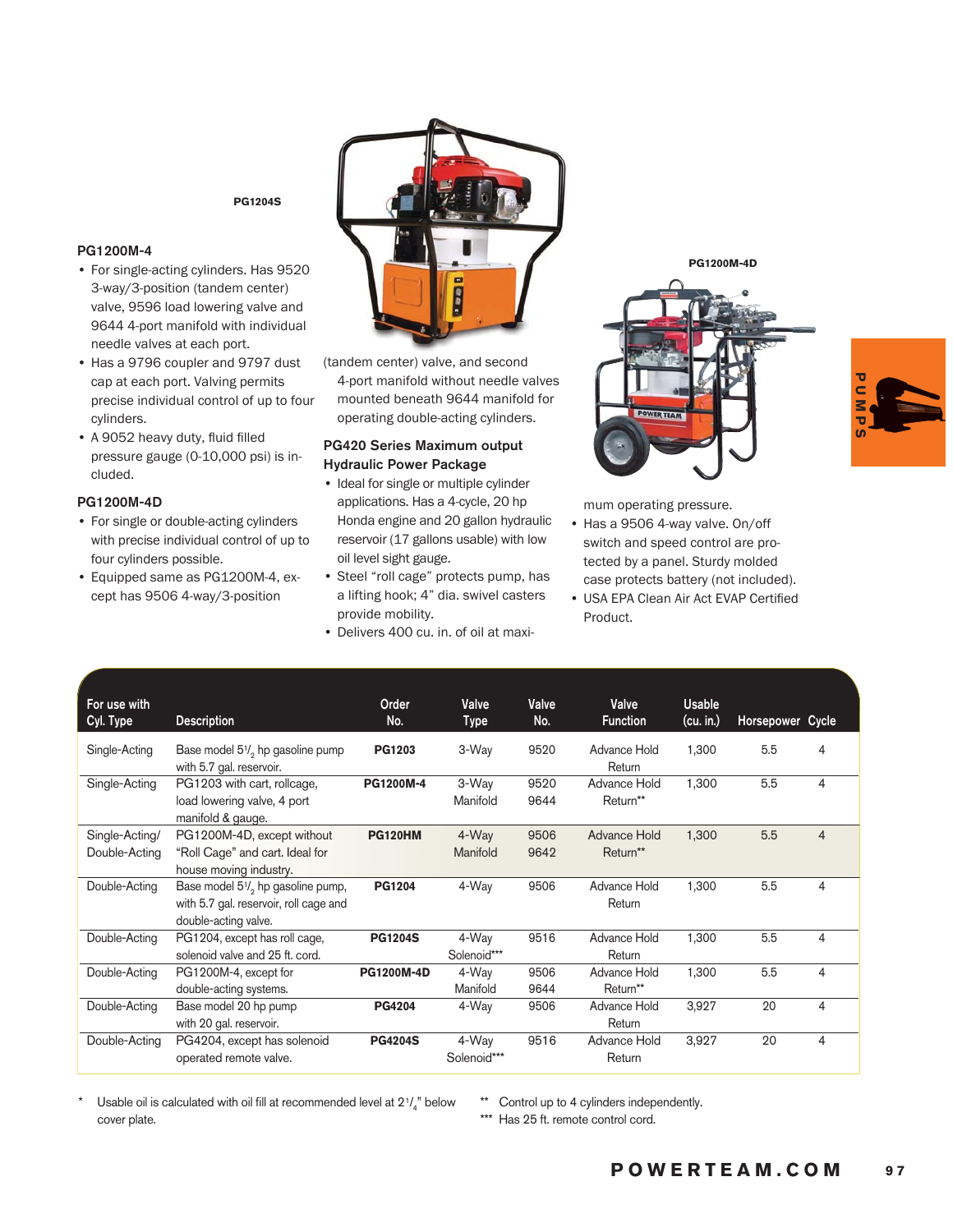PG1204S

## PG1200M-4

- For single-acting cylinders. Has 9520 3-way/3-position (tandem center) valve, 9596 load lowering valve and 9644 4-port manifold with individual needle valves at each port.
- Has a 9796 coupler and 9797 dust cap at each port. Valving permits precise individual control of up to four cylinders.
- A 9052 heavy duty, fluid filled pressure gauge (0-10,000 psi) is included.

## PG1200M-4D

- For single or double-acting cylinders with precise individual control of up to four cylinders possible.
- Equipped same as PG1200M-4, except has 9506 4-way/3-position (tandem center) valve, and second 4-port manifold without needle valves mounted beneath 9644 manifold for operating double-acting cylinders.

## PG420 Series Maximum output Hydraulic Power Package

- Ideal for single or multiple cylinder applications. Has a 4-cycle, 20 hp Honda engine and 20 gallon hydraulic reservoir (17 gallons usable) with low oil level sight gauge.
- Steel "roll cage" protects pump, has a lifting hook; 4" dia. swivel casters provide mobility.
- Delivers 400 cu. in. of oil at maximum operating pressure.
- Has a 9506 4-way valve. On/off switch and speed control are protected by a panel. Sturdy molded case protects battery (not included).
- USA EPA Clean Air Act EVAP Certified Product.

PG1200M-4D

| For use with Cyl. Type | Description | Order No. | Valve Type | Valve No. | Valve Function | Usable (cu. in.) | Horsepower | Cycle |
|---|---|---|---|---|---|---|---|---|
| Single-Acting | Base model 5½ hp gasoline pump with 5.7 gal. reservoir. | **PG1203** | 3-Way | 9520 | Advance Hold Return | 1,300 | 5.5 | 4 |
| Single-Acting | PG1203 with cart, rollcage, load lowering valve, 4 port manifold & gauge. | **PG1200M-4** | 3-Way Manifold | 9520 9644 | Advance Hold Return** | 1,300 | 5.5 | 4 |
| Single-Acting/ Double-Acting | PG1200M-4D, except without "Roll Cage" and cart. Ideal for house moving industry. | **PG120HM** | 4-Way Manifold | 9506 9642 | Advance Hold Return** | 1,300 | 5.5 | 4 |
| Double-Acting | Base model 5½ hp gasoline pump, with 5.7 gal. reservoir, roll cage and double-acting valve. | **PG1204** | 4-Way | 9506 | Advance Hold Return | 1,300 | 5.5 | 4 |
| Double-Acting | PG1204, except has roll cage, solenoid valve and 25 ft. cord. | **PG1204S** | 4-Way Solenoid*** | 9516 | Advance Hold Return | 1,300 | 5.5 | 4 |
| Double-Acting | PG1200M-4, except for double-acting systems. | **PG1200M-4D** | 4-Way Manifold | 9506 9644 | Advance Hold Return** | 1,300 | 5.5 | 4 |
| Double-Acting | Base model 20 hp pump with 20 gal. reservoir. | **PG4204** | 4-Way | 9506 | Advance Hold Return | 3,927 | 20 | 4 |
| Double-Acting | PG4204, except has solenoid operated remote valve. | **PG4204S** | 4-Way Solenoid*** | 9516 | Advance Hold Return | 3,927 | 20 | 4 |

\* Usable oil is calculated with oil fill at recommended level at 2¼" below cover plate.

** Control up to 4 cylinders independently.

*** Has 25 ft. remote control cord.

POWERTEAM.COM